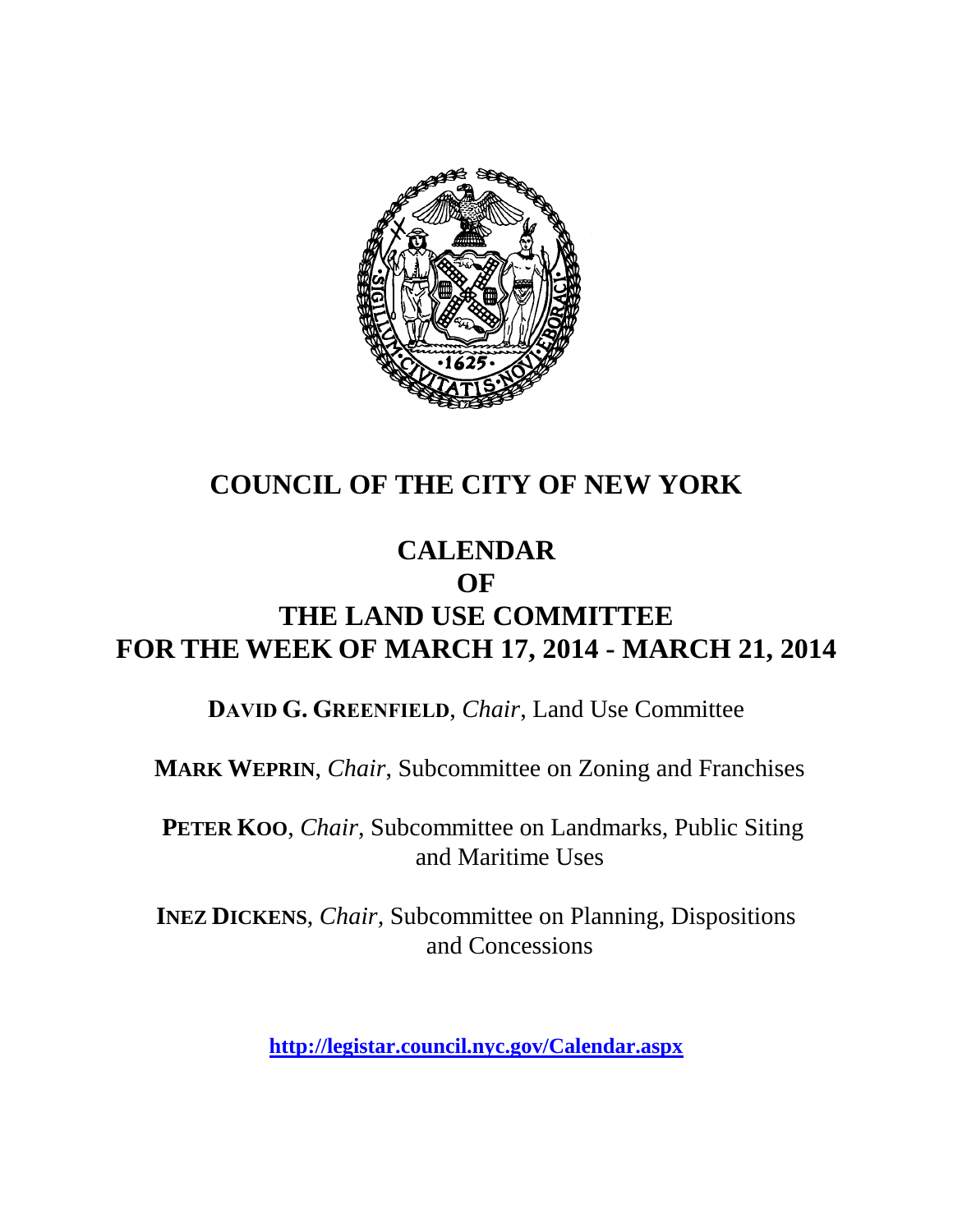# COUNCIL OF THE CITY OF NEW YORK

## CALENDAR
## OF
## THE LAND USE COMMITTEE
## FOR THE WEEK OF MARCH 17, 2014 - MARCH 21, 2014

**DAVID G. GREENFIELD**, *Chair*, Land Use Committee

**MARK WEPRIN**, *Chair*, Subcommittee on Zoning and Franchises

**PETER KOO**, *Chair*, Subcommittee on Landmarks, Public Siting and Maritime Uses

**INEZ DICKENS**, *Chair*, Subcommittee on Planning, Dispositions and Concessions

**http://legistar.council.nyc.gov/Calendar.aspx**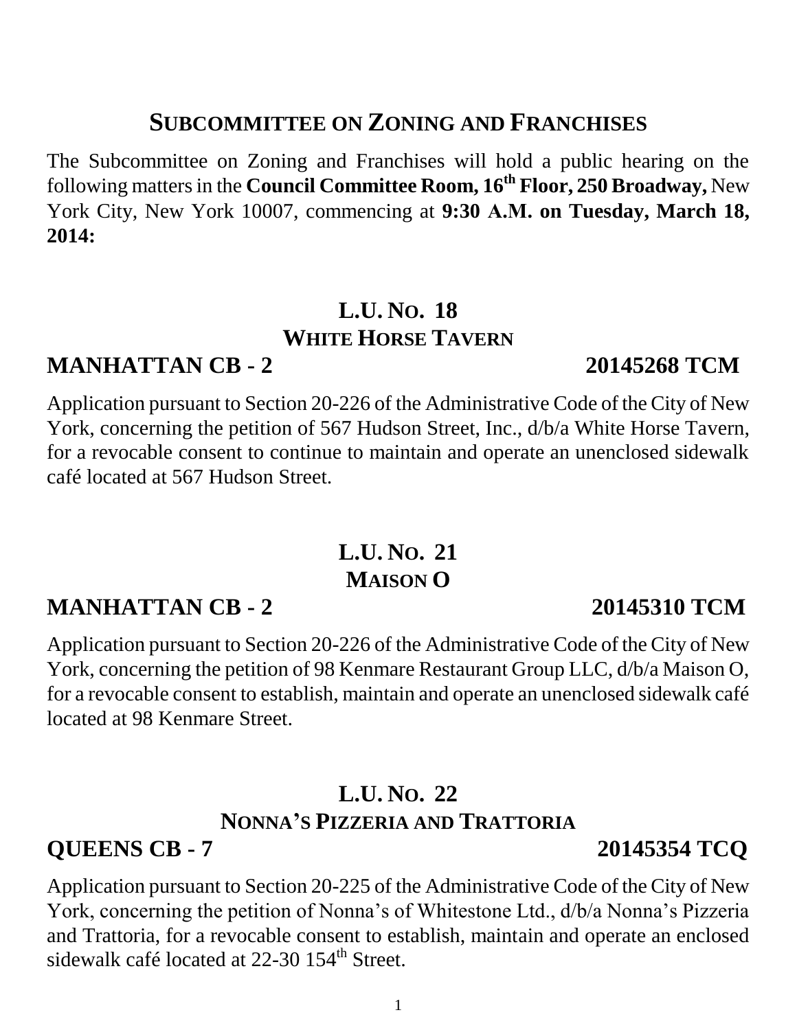## SUBCOMMITTEE ON ZONING AND FRANCHISES

The Subcommittee on Zoning and Franchises will hold a public hearing on the following matters in the **Council Committee Room, 16th Floor, 250 Broadway,** New York City, New York 10007, commencing at **9:30 A.M. on Tuesday, March 18, 2014:**

### L.U. NO. 18
### WHITE HORSE TAVERN

**MANHATTAN CB - 2 — 20145268 TCM**

Application pursuant to Section 20-226 of the Administrative Code of the City of New York, concerning the petition of 567 Hudson Street, Inc., d/b/a White Horse Tavern, for a revocable consent to continue to maintain and operate an unenclosed sidewalk café located at 567 Hudson Street.

### L.U. NO. 21
### MAISON O

**MANHATTAN CB - 2 — 20145310 TCM**

Application pursuant to Section 20-226 of the Administrative Code of the City of New York, concerning the petition of 98 Kenmare Restaurant Group LLC, d/b/a Maison O, for a revocable consent to establish, maintain and operate an unenclosed sidewalk café located at 98 Kenmare Street.

### L.U. NO. 22
### NONNA'S PIZZERIA AND TRATTORIA

**QUEENS CB - 7 — 20145354 TCQ**

Application pursuant to Section 20-225 of the Administrative Code of the City of New York, concerning the petition of Nonna's of Whitestone Ltd., d/b/a Nonna's Pizzeria and Trattoria, for a revocable consent to establish, maintain and operate an enclosed sidewalk café located at 22-30 154th Street.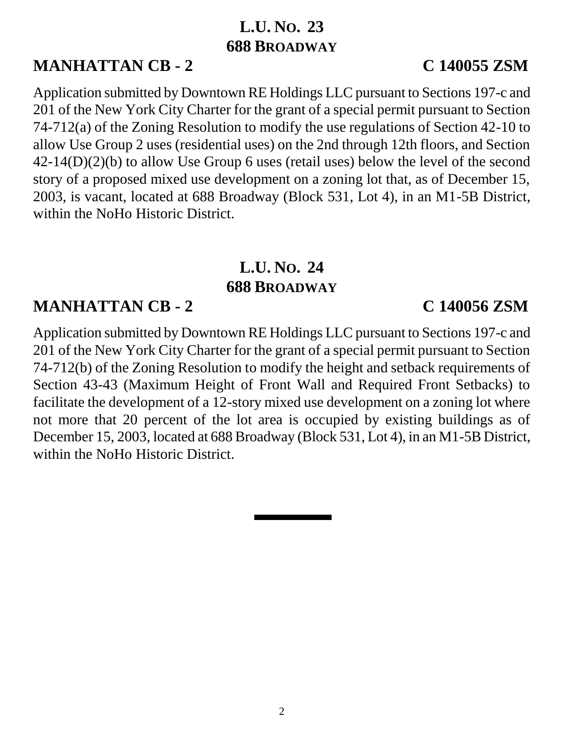## L.U. NO. 23
## 688 BROADWAY

**MANHATTAN CB - 2** **C 140055 ZSM**

Application submitted by Downtown RE Holdings LLC pursuant to Sections 197-c and 201 of the New York City Charter for the grant of a special permit pursuant to Section 74-712(a) of the Zoning Resolution to modify the use regulations of Section 42-10 to allow Use Group 2 uses (residential uses) on the 2nd through 12th floors, and Section 42-14(D)(2)(b) to allow Use Group 6 uses (retail uses) below the level of the second story of a proposed mixed use development on a zoning lot that, as of December 15, 2003, is vacant, located at 688 Broadway (Block 531, Lot 4), in an M1-5B District, within the NoHo Historic District.

## L.U. NO. 24
## 688 BROADWAY

**MANHATTAN CB - 2** **C 140056 ZSM**

Application submitted by Downtown RE Holdings LLC pursuant to Sections 197-c and 201 of the New York City Charter for the grant of a special permit pursuant to Section 74-712(b) of the Zoning Resolution to modify the height and setback requirements of Section 43-43 (Maximum Height of Front Wall and Required Front Setbacks) to facilitate the development of a 12-story mixed use development on a zoning lot where not more that 20 percent of the lot area is occupied by existing buildings as of December 15, 2003, located at 688 Broadway (Block 531, Lot 4), in an M1-5B District, within the NoHo Historic District.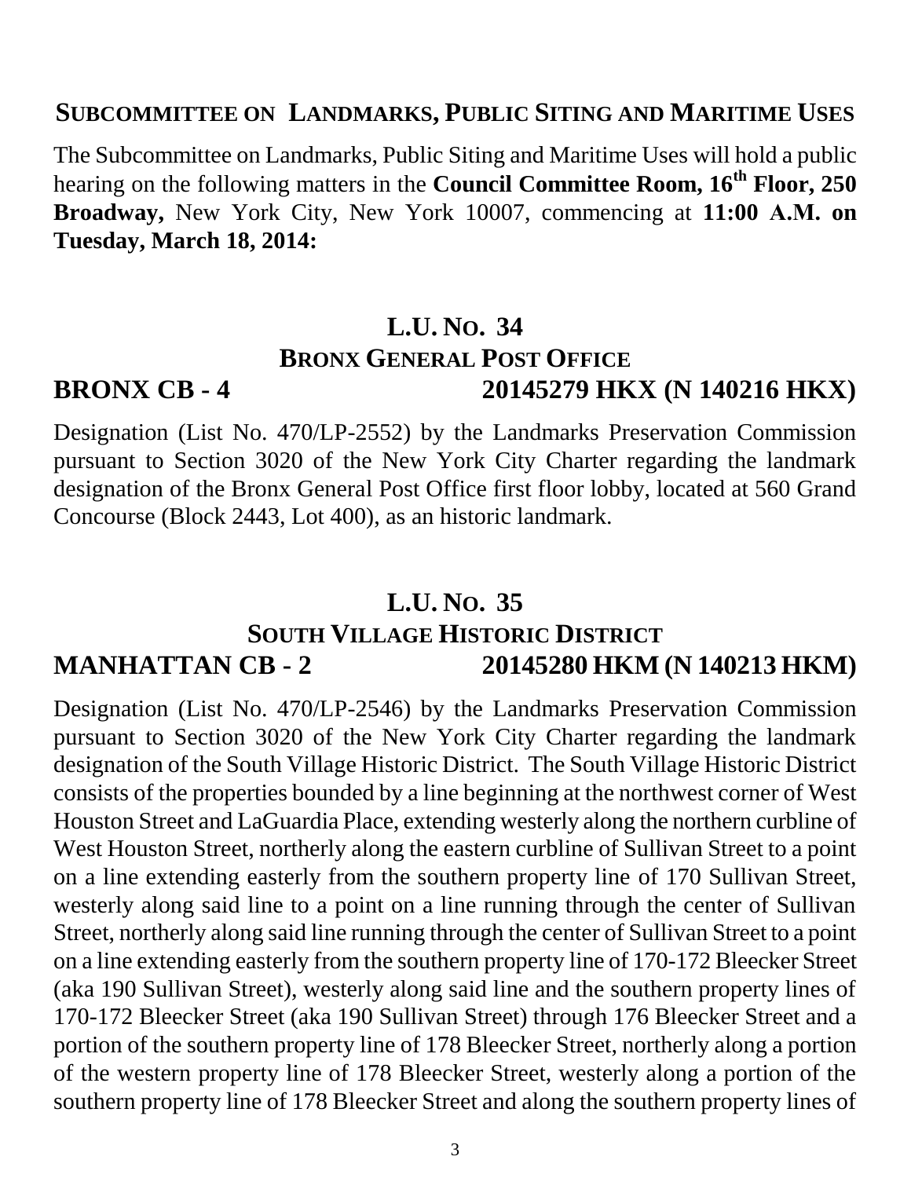## SUBCOMMITTEE ON LANDMARKS, PUBLIC SITING AND MARITIME USES

The Subcommittee on Landmarks, Public Siting and Maritime Uses will hold a public hearing on the following matters in the **Council Committee Room, 16th Floor, 250 Broadway,** New York City, New York 10007, commencing at **11:00 A.M. on Tuesday, March 18, 2014:**

### L.U. NO. 34
### BRONX GENERAL POST OFFICE
**BRONX CB - 4** **20145279 HKX (N 140216 HKX)**

Designation (List No. 470/LP-2552) by the Landmarks Preservation Commission pursuant to Section 3020 of the New York City Charter regarding the landmark designation of the Bronx General Post Office first floor lobby, located at 560 Grand Concourse (Block 2443, Lot 400), as an historic landmark.

### L.U. NO. 35
### SOUTH VILLAGE HISTORIC DISTRICT
**MANHATTAN CB - 2** **20145280 HKM (N 140213 HKM)**

Designation (List No. 470/LP-2546) by the Landmarks Preservation Commission pursuant to Section 3020 of the New York City Charter regarding the landmark designation of the South Village Historic District. The South Village Historic District consists of the properties bounded by a line beginning at the northwest corner of West Houston Street and LaGuardia Place, extending westerly along the northern curbline of West Houston Street, northerly along the eastern curbline of Sullivan Street to a point on a line extending easterly from the southern property line of 170 Sullivan Street, westerly along said line to a point on a line running through the center of Sullivan Street, northerly along said line running through the center of Sullivan Street to a point on a line extending easterly from the southern property line of 170-172 Bleecker Street (aka 190 Sullivan Street), westerly along said line and the southern property lines of 170-172 Bleecker Street (aka 190 Sullivan Street) through 176 Bleecker Street and a portion of the southern property line of 178 Bleecker Street, northerly along a portion of the western property line of 178 Bleecker Street, westerly along a portion of the southern property line of 178 Bleecker Street and along the southern property lines of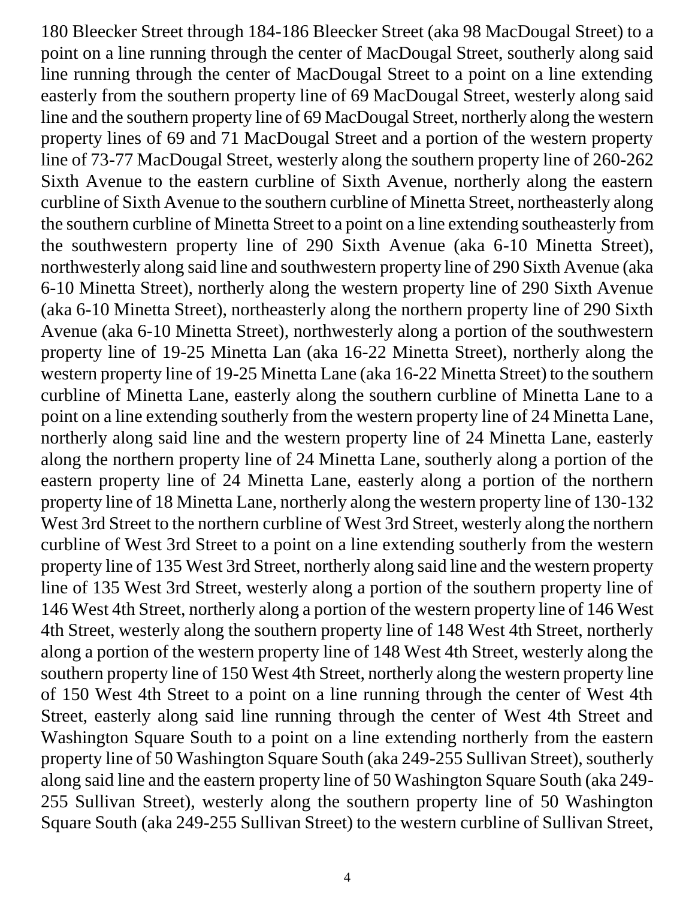180 Bleecker Street through 184-186 Bleecker Street (aka 98 MacDougal Street) to a point on a line running through the center of MacDougal Street, southerly along said line running through the center of MacDougal Street to a point on a line extending easterly from the southern property line of 69 MacDougal Street, westerly along said line and the southern property line of 69 MacDougal Street, northerly along the western property lines of 69 and 71 MacDougal Street and a portion of the western property line of 73-77 MacDougal Street, westerly along the southern property line of 260-262 Sixth Avenue to the eastern curbline of Sixth Avenue, northerly along the eastern curbline of Sixth Avenue to the southern curbline of Minetta Street, northeasterly along the southern curbline of Minetta Street to a point on a line extending southeasterly from the southwestern property line of 290 Sixth Avenue (aka 6-10 Minetta Street), northwesterly along said line and southwestern property line of 290 Sixth Avenue (aka 6-10 Minetta Street), northerly along the western property line of 290 Sixth Avenue (aka 6-10 Minetta Street), northeasterly along the northern property line of 290 Sixth Avenue (aka 6-10 Minetta Street), northwesterly along a portion of the southwestern property line of 19-25 Minetta Lan (aka 16-22 Minetta Street), northerly along the western property line of 19-25 Minetta Lane (aka 16-22 Minetta Street) to the southern curbline of Minetta Lane, easterly along the southern curbline of Minetta Lane to a point on a line extending southerly from the western property line of 24 Minetta Lane, northerly along said line and the western property line of 24 Minetta Lane, easterly along the northern property line of 24 Minetta Lane, southerly along a portion of the eastern property line of 24 Minetta Lane, easterly along a portion of the northern property line of 18 Minetta Lane, northerly along the western property line of 130-132 West 3rd Street to the northern curbline of West 3rd Street, westerly along the northern curbline of West 3rd Street to a point on a line extending southerly from the western property line of 135 West 3rd Street, northerly along said line and the western property line of 135 West 3rd Street, westerly along a portion of the southern property line of 146 West 4th Street, northerly along a portion of the western property line of 146 West 4th Street, westerly along the southern property line of 148 West 4th Street, northerly along a portion of the western property line of 148 West 4th Street, westerly along the southern property line of 150 West 4th Street, northerly along the western property line of 150 West 4th Street to a point on a line running through the center of West 4th Street, easterly along said line running through the center of West 4th Street and Washington Square South to a point on a line extending northerly from the eastern property line of 50 Washington Square South (aka 249-255 Sullivan Street), southerly along said line and the eastern property line of 50 Washington Square South (aka 249-255 Sullivan Street), westerly along the southern property line of 50 Washington Square South (aka 249-255 Sullivan Street) to the western curbline of Sullivan Street,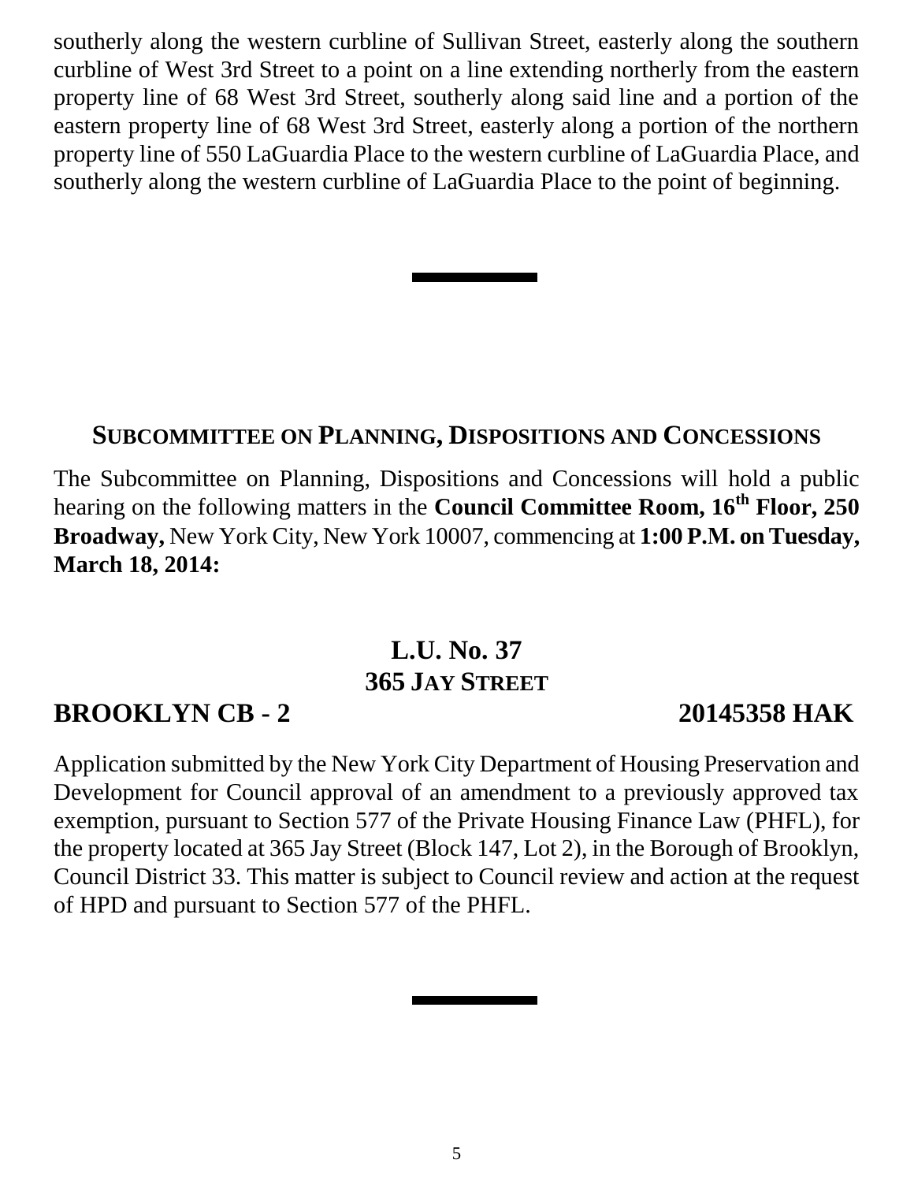southerly along the western curbline of Sullivan Street, easterly along the southern curbline of West 3rd Street to a point on a line extending northerly from the eastern property line of 68 West 3rd Street, southerly along said line and a portion of the eastern property line of 68 West 3rd Street, easterly along a portion of the northern property line of 550 LaGuardia Place to the western curbline of LaGuardia Place, and southerly along the western curbline of LaGuardia Place to the point of beginning.

---

## SUBCOMMITTEE ON PLANNING, DISPOSITIONS AND CONCESSIONS

The Subcommittee on Planning, Dispositions and Concessions will hold a public hearing on the following matters in the **Council Committee Room, 16th Floor, 250 Broadway,** New York City, New York 10007, commencing at **1:00 P.M. on Tuesday, March 18, 2014:**

### L.U. No. 37
### 365 JAY STREET

**BROOKLYN CB - 2** **20145358 HAK**

Application submitted by the New York City Department of Housing Preservation and Development for Council approval of an amendment to a previously approved tax exemption, pursuant to Section 577 of the Private Housing Finance Law (PHFL), for the property located at 365 Jay Street (Block 147, Lot 2), in the Borough of Brooklyn, Council District 33. This matter is subject to Council review and action at the request of HPD and pursuant to Section 577 of the PHFL.

---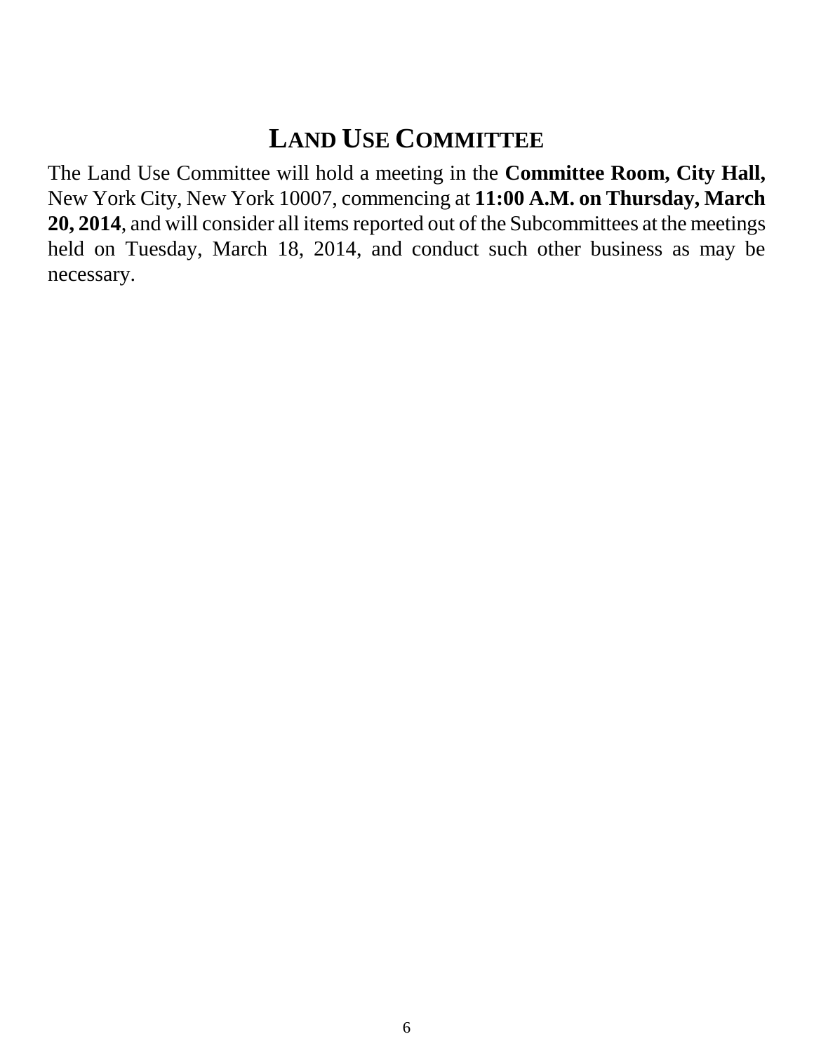## LAND USE COMMITTEE

The Land Use Committee will hold a meeting in the **Committee Room, City Hall,** New York City, New York 10007, commencing at **11:00 A.M. on Thursday, March 20, 2014**, and will consider all items reported out of the Subcommittees at the meetings held on Tuesday, March 18, 2014, and conduct such other business as may be necessary.